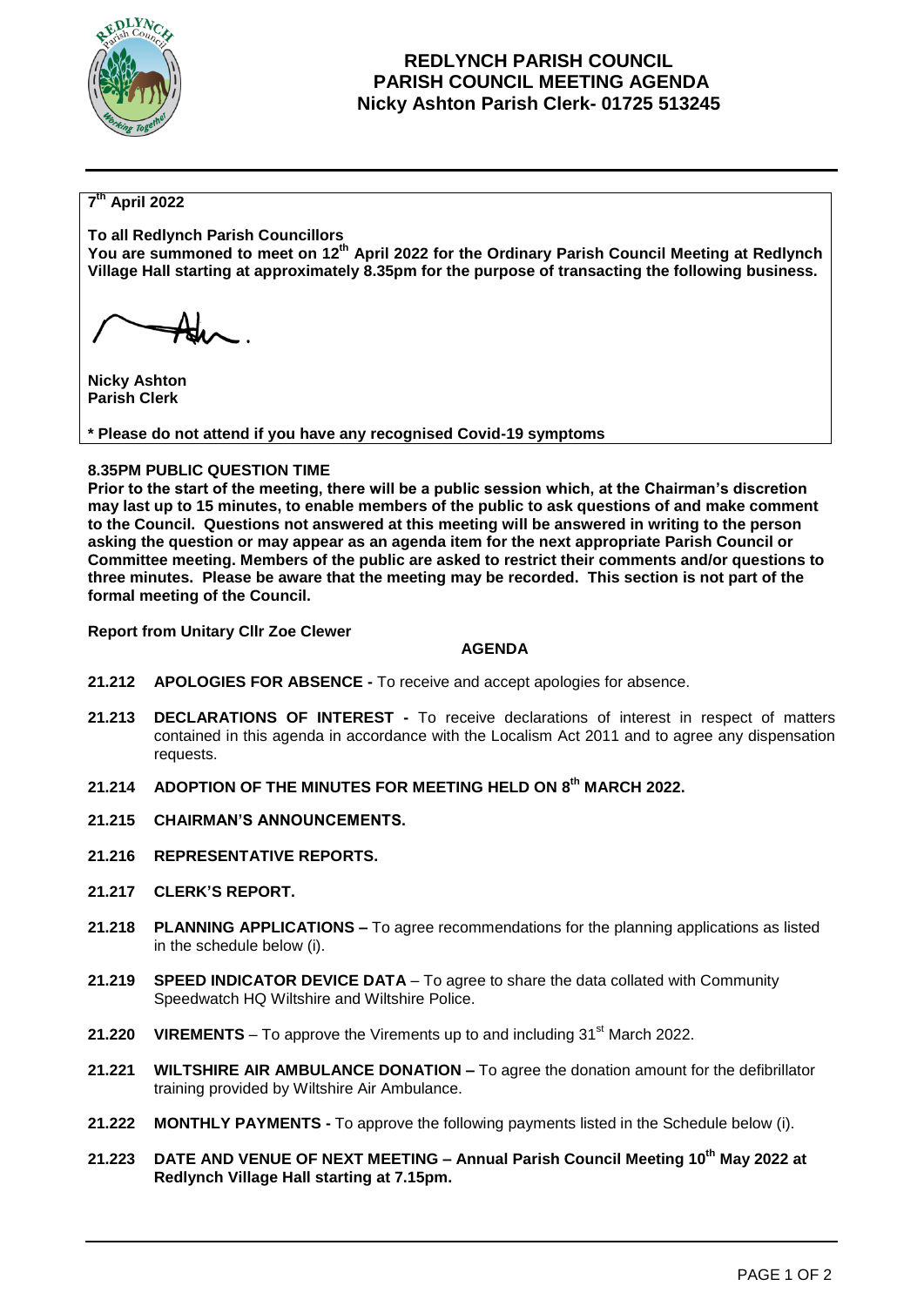# REDLYNCH PARISH COUNCIL
## PARISH COUNCIL MEETING AGENDA
### Nicky Ashton Parish Clerk- 01725 513245

**7th April 2022**

**To all Redlynch Parish Councillors**
**You are summoned to meet on 12th April 2022 for the Ordinary Parish Council Meeting at Redlynch Village Hall starting at approximately 8.35pm for the purpose of transacting the following business.**

**Nicky Ashton**
**Parish Clerk**

**\* Please do not attend if you have any recognised Covid-19 symptoms**

**8.35PM PUBLIC QUESTION TIME**

**Prior to the start of the meeting, there will be a public session which, at the Chairman's discretion may last up to 15 minutes, to enable members of the public to ask questions of and make comment to the Council. Questions not answered at this meeting will be answered in writing to the person asking the question or may appear as an agenda item for the next appropriate Parish Council or Committee meeting. Members of the public are asked to restrict their comments and/or questions to three minutes. Please be aware that the meeting may be recorded. This section is not part of the formal meeting of the Council.**

**Report from Unitary Cllr Zoe Clewer**

**AGENDA**

**21.212 APOLOGIES FOR ABSENCE -** To receive and accept apologies for absence.

**21.213 DECLARATIONS OF INTEREST -** To receive declarations of interest in respect of matters contained in this agenda in accordance with the Localism Act 2011 and to agree any dispensation requests.

**21.214 ADOPTION OF THE MINUTES FOR MEETING HELD ON 8th MARCH 2022.**

**21.215 CHAIRMAN'S ANNOUNCEMENTS.**

**21.216 REPRESENTATIVE REPORTS.**

**21.217 CLERK'S REPORT.**

**21.218 PLANNING APPLICATIONS –** To agree recommendations for the planning applications as listed in the schedule below (i).

**21.219 SPEED INDICATOR DEVICE DATA** – To agree to share the data collated with Community Speedwatch HQ Wiltshire and Wiltshire Police.

**21.220 VIREMENTS** – To approve the Virements up to and including 31st March 2022.

**21.221 WILTSHIRE AIR AMBULANCE DONATION –** To agree the donation amount for the defibrillator training provided by Wiltshire Air Ambulance.

**21.222 MONTHLY PAYMENTS -** To approve the following payments listed in the Schedule below (i).

**21.223 DATE AND VENUE OF NEXT MEETING – Annual Parish Council Meeting 10th May 2022 at Redlynch Village Hall starting at 7.15pm.**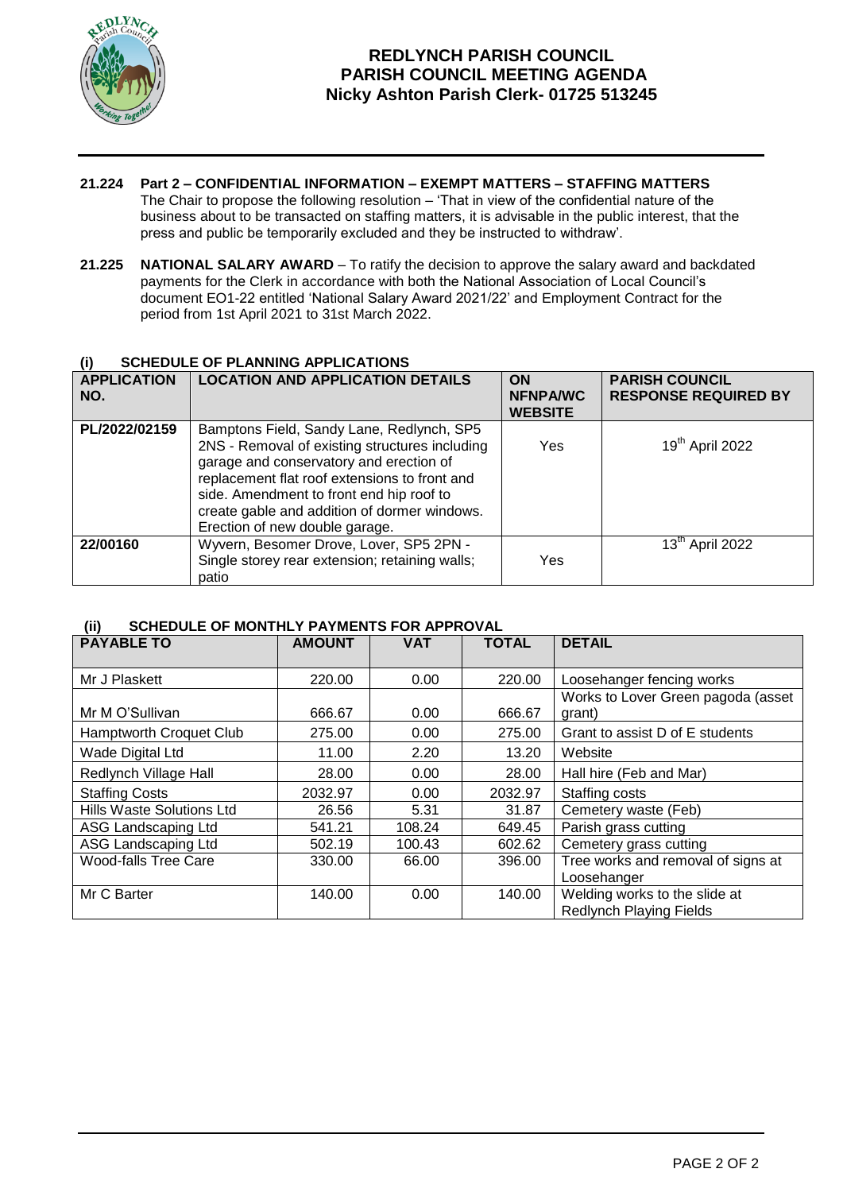**REDLYNCH PARISH COUNCIL**
**PARISH COUNCIL MEETING AGENDA**
**Nicky Ashton Parish Clerk- 01725 513245**

**21.224 Part 2 – CONFIDENTIAL INFORMATION – EXEMPT MATTERS – STAFFING MATTERS**
The Chair to propose the following resolution – 'That in view of the confidential nature of the business about to be transacted on staffing matters, it is advisable in the public interest, that the press and public be temporarily excluded and they be instructed to withdraw'.

**21.225 NATIONAL SALARY AWARD** – To ratify the decision to approve the salary award and backdated payments for the Clerk in accordance with both the National Association of Local Council's document EO1-22 entitled 'National Salary Award 2021/22' and Employment Contract for the period from 1st April 2021 to 31st March 2022.

### (i) SCHEDULE OF PLANNING APPLICATIONS

| APPLICATION NO. | LOCATION AND APPLICATION DETAILS | ON NFNPA/WC WEBSITE | PARISH COUNCIL RESPONSE REQUIRED BY |
|---|---|---|---|
| PL/2022/02159 | Bamptons Field, Sandy Lane, Redlynch, SP5 2NS - Removal of existing structures including garage and conservatory and erection of replacement flat roof extensions to front and side. Amendment to front end hip roof to create gable and addition of dormer windows. Erection of new double garage. | Yes | 19th April 2022 |
| 22/00160 | Wyvern, Besomer Drove, Lover, SP5 2PN - Single storey rear extension; retaining walls; patio | Yes | 13th April 2022 |

### (ii) SCHEDULE OF MONTHLY PAYMENTS FOR APPROVAL

| PAYABLE TO | AMOUNT | VAT | TOTAL | DETAIL |
|---|---|---|---|---|
| Mr J Plaskett | 220.00 | 0.00 | 220.00 | Loosehanger fencing works |
| Mr M O'Sullivan | 666.67 | 0.00 | 666.67 | Works to Lover Green pagoda (asset grant) |
| Hamptworth Croquet Club | 275.00 | 0.00 | 275.00 | Grant to assist D of E students |
| Wade Digital Ltd | 11.00 | 2.20 | 13.20 | Website |
| Redlynch Village Hall | 28.00 | 0.00 | 28.00 | Hall hire (Feb and Mar) |
| Staffing Costs | 2032.97 | 0.00 | 2032.97 | Staffing costs |
| Hills Waste Solutions Ltd | 26.56 | 5.31 | 31.87 | Cemetery waste (Feb) |
| ASG Landscaping Ltd | 541.21 | 108.24 | 649.45 | Parish grass cutting |
| ASG Landscaping Ltd | 502.19 | 100.43 | 602.62 | Cemetery grass cutting |
| Wood-falls Tree Care | 330.00 | 66.00 | 396.00 | Tree works and removal of signs at Loosehanger |
| Mr C Barter | 140.00 | 0.00 | 140.00 | Welding works to the slide at Redlynch Playing Fields |